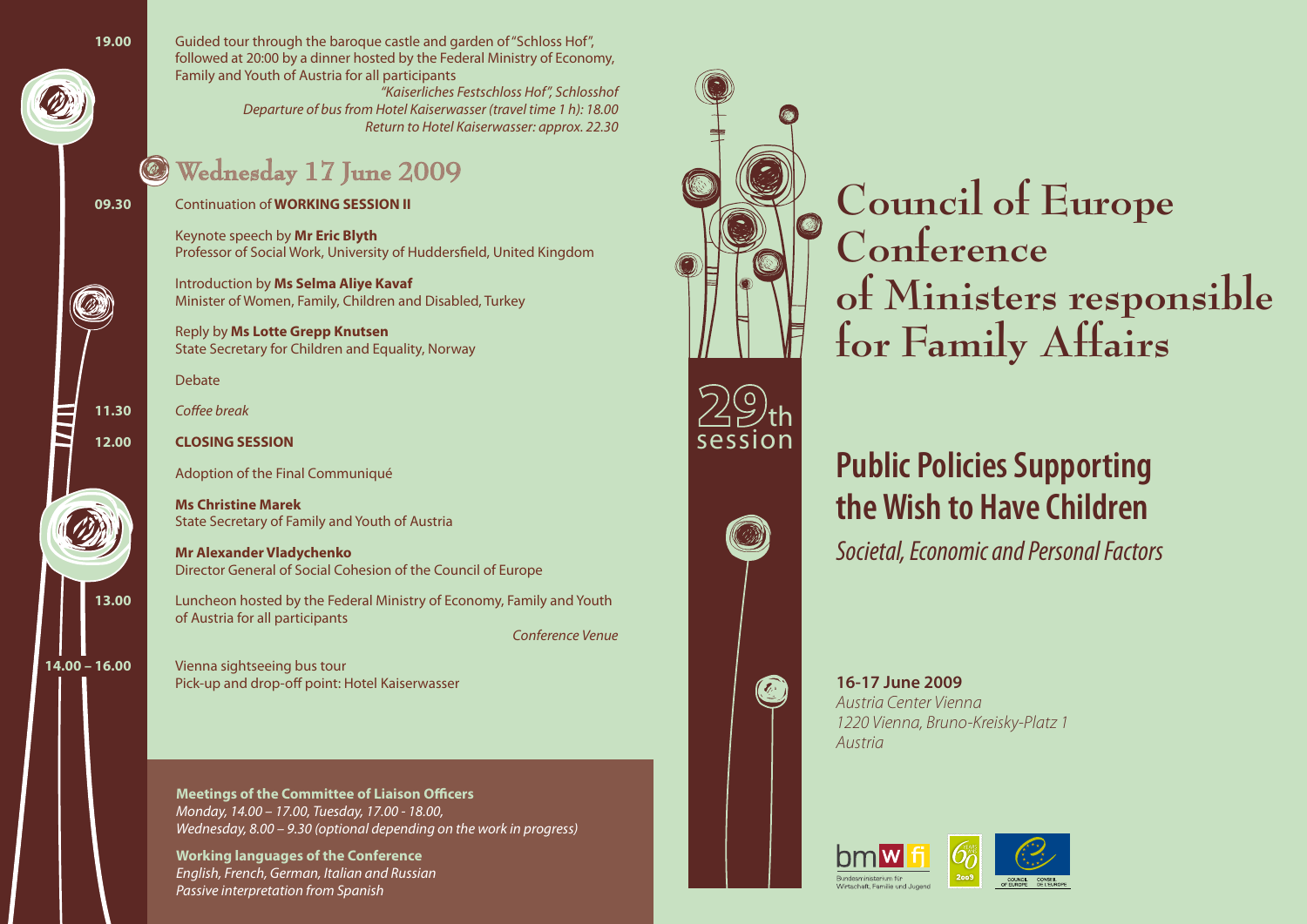**19.00** Guided tour through the baroque castle and garden of "Schloss Hof", followed at 20:00 by a dinner hosted by the Federal Ministry of Economy, Family and Youth of Austria for all participants

*"Kaiserliches Festschloss Hof", Schlosshof*
*Departure of bus from Hotel Kaiserwasser (travel time 1 h): 18.00*
*Return to Hotel Kaiserwasser: approx. 22.30*

## Wednesday 17 June 2009

**09.30** Continuation of **WORKING SESSION II**

Keynote speech by **Mr Eric Blyth**
Professor of Social Work, University of Huddersfield, United Kingdom

Introduction by **Ms Selma Aliye Kavaf**
Minister of Women, Family, Children and Disabled, Turkey

Reply by **Ms Lotte Grepp Knutsen**
State Secretary for Children and Equality, Norway

Debate

**11.30** *Coffee break*

**12.00** **CLOSING SESSION**

Adoption of the Final Communiqué

**Ms Christine Marek**
State Secretary of Family and Youth of Austria

**Mr Alexander Vladychenko**
Director General of Social Cohesion of the Council of Europe

**13.00** Luncheon hosted by the Federal Ministry of Economy, Family and Youth of Austria for all participants

*Conference Venue*

**14.00 – 16.00** Vienna sightseeing bus tour
Pick-up and drop-off point: Hotel Kaiserwasser

**Meetings of the Committee of Liaison Officers**
*Monday, 14.00 – 17.00, Tuesday, 17.00 - 18.00,*
*Wednesday, 8.00 – 9.30 (optional depending on the work in progress)*

**Working languages of the Conference**
*English, French, German, Italian and Russian*
*Passive interpretation from Spanish*

# Council of Europe Conference of Ministers responsible for Family Affairs

29th session

## Public Policies Supporting the Wish to Have Children

*Societal, Economic and Personal Factors*

**16-17 June 2009**
*Austria Center Vienna*
*1220 Vienna, Bruno-Kreisky-Platz 1*
*Austria*

bm w fj
Bundesministerium für Wirtschaft, Familie und Jugend

60 2009

COUNCIL OF EUROPE CONSEIL DE L'EUROPE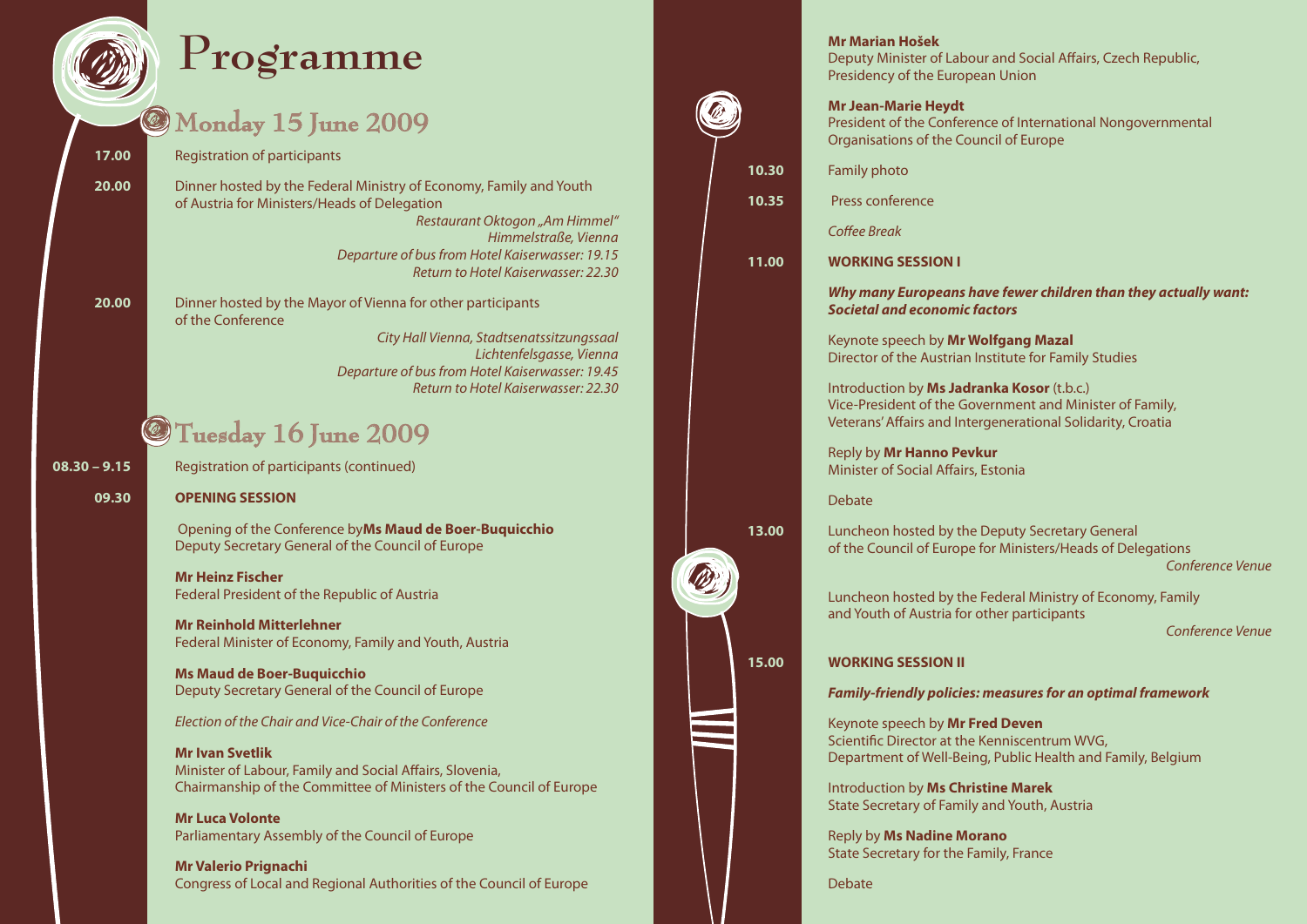# Programme

## Monday 15 June 2009

**17.00** Registration of participants

**20.00** Dinner hosted by the Federal Ministry of Economy, Family and Youth of Austria for Ministers/Heads of Delegation

*Restaurant Oktogon „Am Himmel"*
*Himmelstraße, Vienna*
*Departure of bus from Hotel Kaiserwasser: 19.15*
*Return to Hotel Kaiserwasser: 22.30*

**20.00** Dinner hosted by the Mayor of Vienna for other participants of the Conference

*City Hall Vienna, Stadtsenatssitzungssaal*
*Lichtenfelsgasse, Vienna*
*Departure of bus from Hotel Kaiserwasser: 19.45*
*Return to Hotel Kaiserwasser: 22.30*

## Tuesday 16 June 2009

**08.30 – 9.15** Registration of participants (continued)

**09.30** **OPENING SESSION**

Opening of the Conference by **Ms Maud de Boer-Buquicchio**
Deputy Secretary General of the Council of Europe

**Mr Heinz Fischer**
Federal President of the Republic of Austria

**Mr Reinhold Mitterlehner**
Federal Minister of Economy, Family and Youth, Austria

**Ms Maud de Boer-Buquicchio**
Deputy Secretary General of the Council of Europe

*Election of the Chair and Vice-Chair of the Conference*

**Mr Ivan Svetlik**
Minister of Labour, Family and Social Affairs, Slovenia,
Chairmanship of the Committee of Ministers of the Council of Europe

**Mr Luca Volonte**
Parliamentary Assembly of the Council of Europe

**Mr Valerio Prignachi**
Congress of Local and Regional Authorities of the Council of Europe

**Mr Marian Hošek**
Deputy Minister of Labour and Social Affairs, Czech Republic,
Presidency of the European Union

**Mr Jean-Marie Heydt**
President of the Conference of International Nongovernmental Organisations of the Council of Europe

**10.30** Family photo

**10.35** Press conference

*Coffee Break*

**11.00** **WORKING SESSION I**

***Why many Europeans have fewer children than they actually want: Societal and economic factors***

Keynote speech by **Mr Wolfgang Mazal**
Director of the Austrian Institute for Family Studies

Introduction by **Ms Jadranka Kosor** (t.b.c.)
Vice-President of the Government and Minister of Family, Veterans' Affairs and Intergenerational Solidarity, Croatia

Reply by **Mr Hanno Pevkur**
Minister of Social Affairs, Estonia

Debate

**13.00** Luncheon hosted by the Deputy Secretary General of the Council of Europe for Ministers/Heads of Delegations

*Conference Venue*

Luncheon hosted by the Federal Ministry of Economy, Family and Youth of Austria for other participants

*Conference Venue*

**15.00** **WORKING SESSION II**

***Family-friendly policies: measures for an optimal framework***

Keynote speech by **Mr Fred Deven**
Scientific Director at the Kenniscentrum WVG,
Department of Well-Being, Public Health and Family, Belgium

Introduction by **Ms Christine Marek**
State Secretary of Family and Youth, Austria

Reply by **Ms Nadine Morano**
State Secretary for the Family, France

Debate